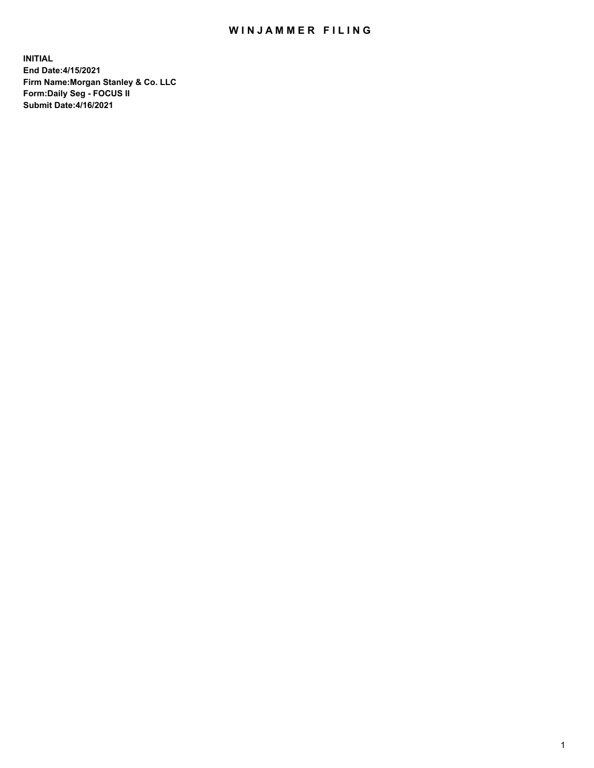# WINJAMMER FILING

**INITIAL**
**End Date:4/15/2021**
**Firm Name:Morgan Stanley & Co. LLC**
**Form:Daily Seg - FOCUS II**
**Submit Date:4/16/2021**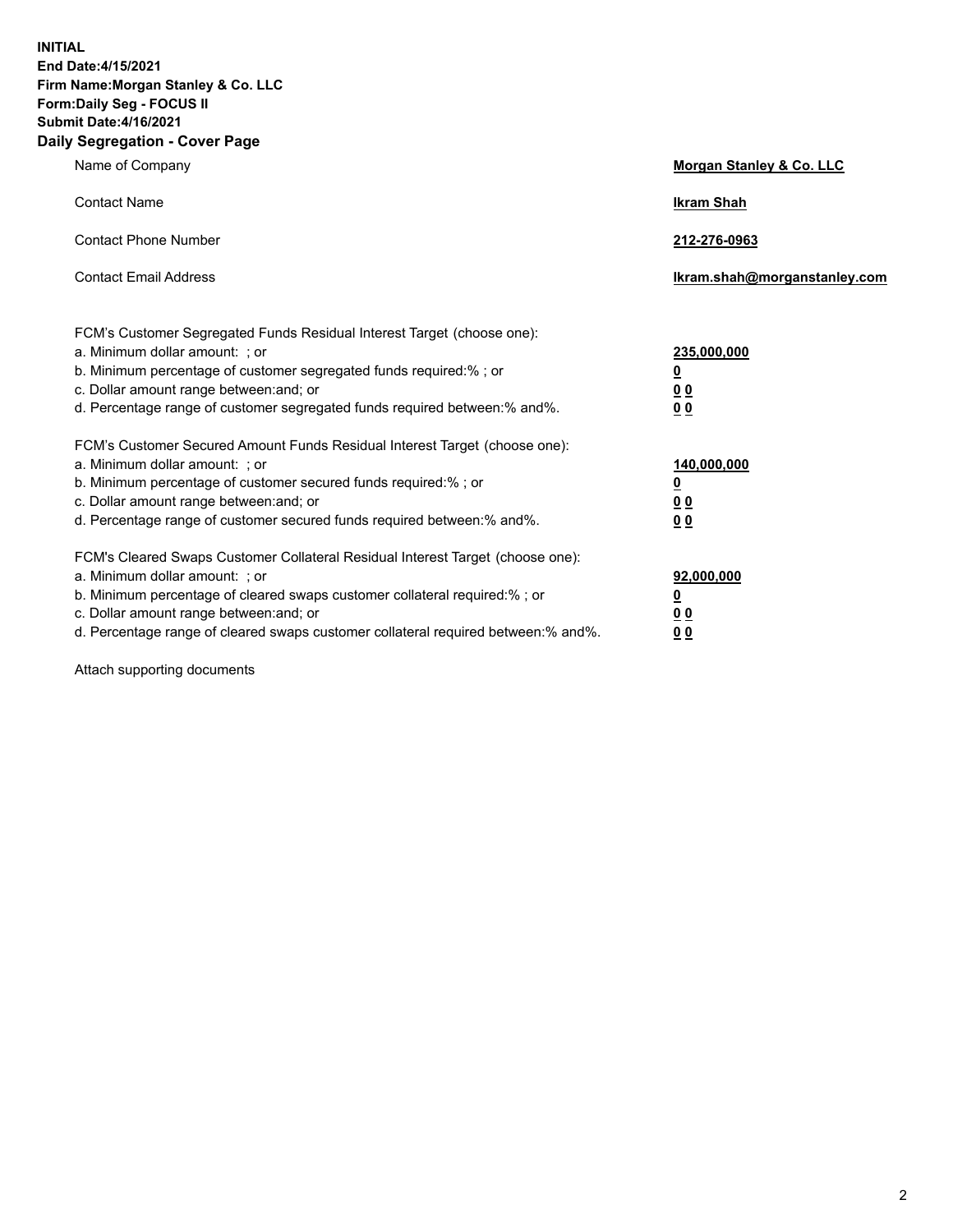**INITIAL**
**End Date:4/15/2021**
**Firm Name:Morgan Stanley & Co. LLC**
**Form:Daily Seg - FOCUS II**
**Submit Date:4/16/2021**

## Daily Segregation - Cover Page

| | |
|---|---|
| Name of Company | **Morgan Stanley & Co. LLC** |
| Contact Name | **Ikram Shah** |
| Contact Phone Number | **212-276-0963** |
| Contact Email Address | **Ikram.shah@morganstanley.com** |

| | |
|---|---|
| FCM's Customer Segregated Funds Residual Interest Target (choose one): | |
| a. Minimum dollar amount: ; or | **235,000,000** |
| b. Minimum percentage of customer segregated funds required:% ; or | **0** |
| c. Dollar amount range between:and; or | **0 0** |
| d. Percentage range of customer segregated funds required between:% and%. | **0 0** |
| FCM's Customer Secured Amount Funds Residual Interest Target (choose one): | |
| a. Minimum dollar amount: ; or | **140,000,000** |
| b. Minimum percentage of customer secured funds required:% ; or | **0** |
| c. Dollar amount range between:and; or | **0 0** |
| d. Percentage range of customer secured funds required between:% and%. | **0 0** |
| FCM's Cleared Swaps Customer Collateral Residual Interest Target (choose one): | |
| a. Minimum dollar amount: ; or | **92,000,000** |
| b. Minimum percentage of cleared swaps customer collateral required:% ; or | **0** |
| c. Dollar amount range between:and; or | **0 0** |
| d. Percentage range of cleared swaps customer collateral required between:% and%. | **0 0** |

Attach supporting documents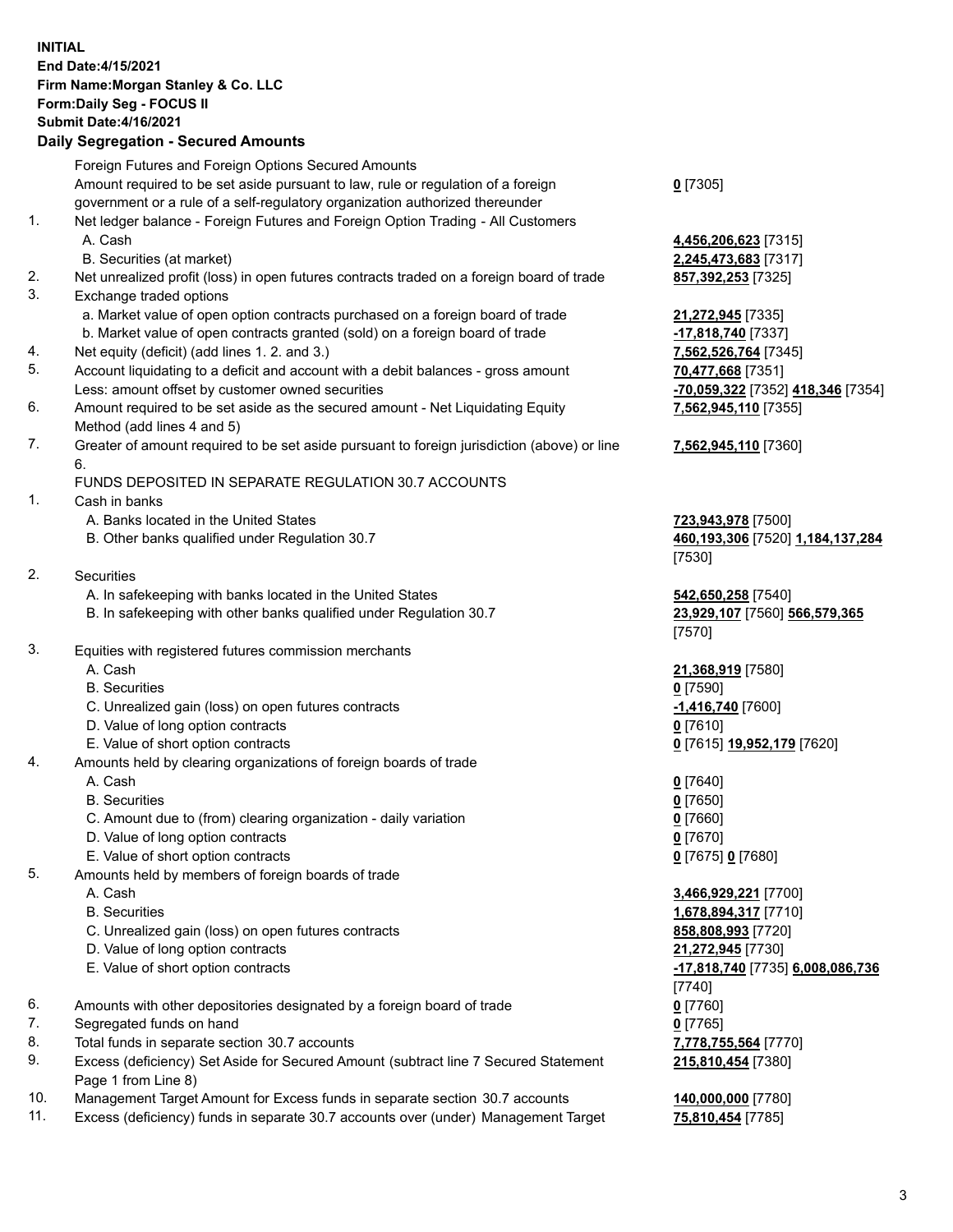**INITIAL**
**End Date:4/15/2021**
**Firm Name:Morgan Stanley & Co. LLC**
**Form:Daily Seg - FOCUS II**
**Submit Date:4/16/2021**

## Daily Segregation - Secured Amounts

| | | |
|---|---|---|
| | Foreign Futures and Foreign Options Secured Amounts | |
| | Amount required to be set aside pursuant to law, rule or regulation of a foreign government or a rule of a self-regulatory organization authorized thereunder | **0** [7305] |
| 1. | Net ledger balance - Foreign Futures and Foreign Option Trading - All Customers | |
| | A. Cash | **4,456,206,623** [7315] |
| | B. Securities (at market) | **2,245,473,683** [7317] |
| 2. | Net unrealized profit (loss) in open futures contracts traded on a foreign board of trade | **857,392,253** [7325] |
| 3. | Exchange traded options | |
| | a. Market value of open option contracts purchased on a foreign board of trade | **21,272,945** [7335] |
| | b. Market value of open contracts granted (sold) on a foreign board of trade | **-17,818,740** [7337] |
| 4. | Net equity (deficit) (add lines 1. 2. and 3.) | **7,562,526,764** [7345] |
| 5. | Account liquidating to a deficit and account with a debit balances - gross amount | **70,477,668** [7351] |
| | Less: amount offset by customer owned securities | **-70,059,322** [7352] **418,346** [7354] |
| 6. | Amount required to be set aside as the secured amount - Net Liquidating Equity Method (add lines 4 and 5) | **7,562,945,110** [7355] |
| 7. | Greater of amount required to be set aside pursuant to foreign jurisdiction (above) or line 6. | **7,562,945,110** [7360] |
| | FUNDS DEPOSITED IN SEPARATE REGULATION 30.7 ACCOUNTS | |
| 1. | Cash in banks | |
| | A. Banks located in the United States | **723,943,978** [7500] |
| | B. Other banks qualified under Regulation 30.7 | **460,193,306** [7520] **1,184,137,284** [7530] |
| 2. | Securities | |
| | A. In safekeeping with banks located in the United States | **542,650,258** [7540] |
| | B. In safekeeping with other banks qualified under Regulation 30.7 | **23,929,107** [7560] **566,579,365** [7570] |
| 3. | Equities with registered futures commission merchants | |
| | A. Cash | **21,368,919** [7580] |
| | B. Securities | **0** [7590] |
| | C. Unrealized gain (loss) on open futures contracts | **-1,416,740** [7600] |
| | D. Value of long option contracts | **0** [7610] |
| | E. Value of short option contracts | **0** [7615] **19,952,179** [7620] |
| 4. | Amounts held by clearing organizations of foreign boards of trade | |
| | A. Cash | **0** [7640] |
| | B. Securities | **0** [7650] |
| | C. Amount due to (from) clearing organization - daily variation | **0** [7660] |
| | D. Value of long option contracts | **0** [7670] |
| | E. Value of short option contracts | **0** [7675] **0** [7680] |
| 5. | Amounts held by members of foreign boards of trade | |
| | A. Cash | **3,466,929,221** [7700] |
| | B. Securities | **1,678,894,317** [7710] |
| | C. Unrealized gain (loss) on open futures contracts | **858,808,993** [7720] |
| | D. Value of long option contracts | **21,272,945** [7730] |
| | E. Value of short option contracts | **-17,818,740** [7735] **6,008,086,736** [7740] |
| 6. | Amounts with other depositories designated by a foreign board of trade | **0** [7760] |
| 7. | Segregated funds on hand | **0** [7765] |
| 8. | Total funds in separate section 30.7 accounts | **7,778,755,564** [7770] |
| 9. | Excess (deficiency) Set Aside for Secured Amount (subtract line 7 Secured Statement Page 1 from Line 8) | **215,810,454** [7380] |
| 10. | Management Target Amount for Excess funds in separate section 30.7 accounts | **140,000,000** [7780] |
| 11. | Excess (deficiency) funds in separate 30.7 accounts over (under) Management Target | **75,810,454** [7785] |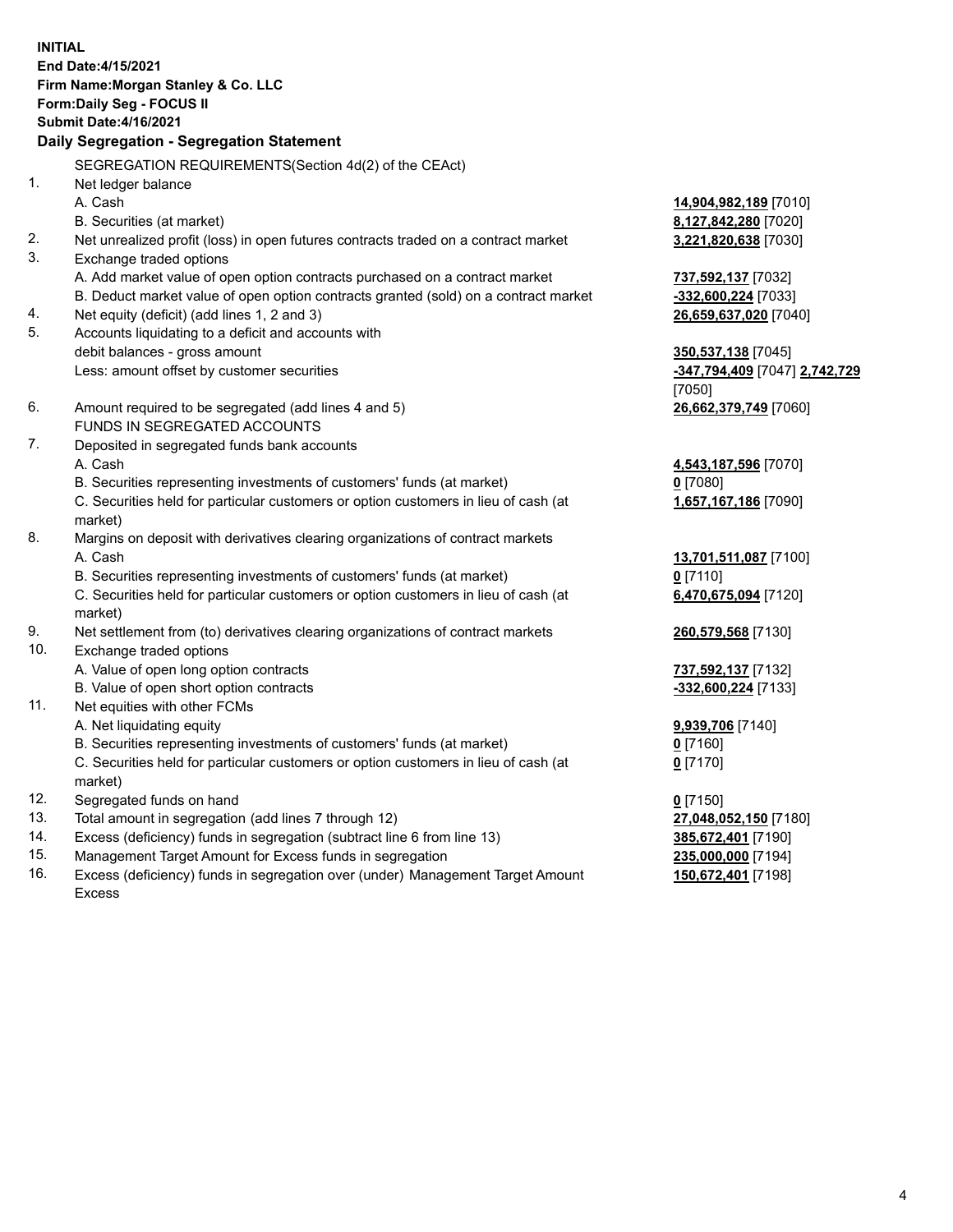**INITIAL**
**End Date:4/15/2021**
**Firm Name:Morgan Stanley & Co. LLC**
**Form:Daily Seg - FOCUS II**
**Submit Date:4/16/2021**

## Daily Segregation - Segregation Statement

SEGREGATION REQUIREMENTS(Section 4d(2) of the CEAct)

| | | |
|---|---|---|
| 1. | Net ledger balance | |
| | A. Cash | **14,904,982,189** [7010] |
| | B. Securities (at market) | **8,127,842,280** [7020] |
| 2. | Net unrealized profit (loss) in open futures contracts traded on a contract market | **3,221,820,638** [7030] |
| 3. | Exchange traded options | |
| | A. Add market value of open option contracts purchased on a contract market | **737,592,137** [7032] |
| | B. Deduct market value of open option contracts granted (sold) on a contract market | **-332,600,224** [7033] |
| 4. | Net equity (deficit) (add lines 1, 2 and 3) | **26,659,637,020** [7040] |
| 5. | Accounts liquidating to a deficit and accounts with debit balances - gross amount | **350,537,138** [7045] |
| | Less: amount offset by customer securities | **-347,794,409** [7047] **2,742,729** [7050] |
| 6. | Amount required to be segregated (add lines 4 and 5) | **26,662,379,749** [7060] |
| | FUNDS IN SEGREGATED ACCOUNTS | |
| 7. | Deposited in segregated funds bank accounts | |
| | A. Cash | **4,543,187,596** [7070] |
| | B. Securities representing investments of customers' funds (at market) | **0** [7080] |
| | C. Securities held for particular customers or option customers in lieu of cash (at market) | **1,657,167,186** [7090] |
| 8. | Margins on deposit with derivatives clearing organizations of contract markets | |
| | A. Cash | **13,701,511,087** [7100] |
| | B. Securities representing investments of customers' funds (at market) | **0** [7110] |
| | C. Securities held for particular customers or option customers in lieu of cash (at market) | **6,470,675,094** [7120] |
| 9. | Net settlement from (to) derivatives clearing organizations of contract markets | **260,579,568** [7130] |
| 10. | Exchange traded options | |
| | A. Value of open long option contracts | **737,592,137** [7132] |
| | B. Value of open short option contracts | **-332,600,224** [7133] |
| 11. | Net equities with other FCMs | |
| | A. Net liquidating equity | **9,939,706** [7140] |
| | B. Securities representing investments of customers' funds (at market) | **0** [7160] |
| | C. Securities held for particular customers or option customers in lieu of cash (at market) | **0** [7170] |
| 12. | Segregated funds on hand | **0** [7150] |
| 13. | Total amount in segregation (add lines 7 through 12) | **27,048,052,150** [7180] |
| 14. | Excess (deficiency) funds in segregation (subtract line 6 from line 13) | **385,672,401** [7190] |
| 15. | Management Target Amount for Excess funds in segregation | **235,000,000** [7194] |
| 16. | Excess (deficiency) funds in segregation over (under) Management Target Amount Excess | **150,672,401** [7198] |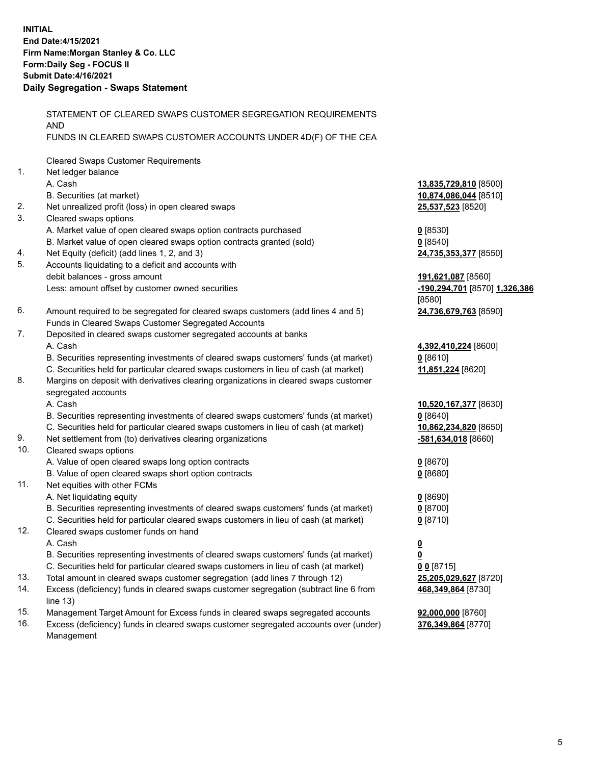**INITIAL**
**End Date:4/15/2021**
**Firm Name:Morgan Stanley & Co. LLC**
**Form:Daily Seg - FOCUS II**
**Submit Date:4/16/2021**
**Daily Segregation - Swaps Statement**

STATEMENT OF CLEARED SWAPS CUSTOMER SEGREGATION REQUIREMENTS AND FUNDS IN CLEARED SWAPS CUSTOMER ACCOUNTS UNDER 4D(F) OF THE CEA

| | | |
|---|---|---|
| | Cleared Swaps Customer Requirements | |
| 1. | Net ledger balance | |
| | A. Cash | **13,835,729,810** [8500] |
| | B. Securities (at market) | **10,874,086,044** [8510] |
| 2. | Net unrealized profit (loss) in open cleared swaps | **25,537,523** [8520] |
| 3. | Cleared swaps options | |
| | A. Market value of open cleared swaps option contracts purchased | **0** [8530] |
| | B. Market value of open cleared swaps option contracts granted (sold) | **0** [8540] |
| 4. | Net Equity (deficit) (add lines 1, 2, and 3) | **24,735,353,377** [8550] |
| 5. | Accounts liquidating to a deficit and accounts with debit balances - gross amount | **191,621,087** [8560] |
| | Less: amount offset by customer owned securities | **-190,294,701** [8570] **1,326,386** [8580] |
| 6. | Amount required to be segregated for cleared swaps customers (add lines 4 and 5) | **24,736,679,763** [8590] |
| | Funds in Cleared Swaps Customer Segregated Accounts | |
| 7. | Deposited in cleared swaps customer segregated accounts at banks | |
| | A. Cash | **4,392,410,224** [8600] |
| | B. Securities representing investments of cleared swaps customers' funds (at market) | **0** [8610] |
| | C. Securities held for particular cleared swaps customers in lieu of cash (at market) | **11,851,224** [8620] |
| 8. | Margins on deposit with derivatives clearing organizations in cleared swaps customer segregated accounts | |
| | A. Cash | **10,520,167,377** [8630] |
| | B. Securities representing investments of cleared swaps customers' funds (at market) | **0** [8640] |
| | C. Securities held for particular cleared swaps customers in lieu of cash (at market) | **10,862,234,820** [8650] |
| 9. | Net settlement from (to) derivatives clearing organizations | **-581,634,018** [8660] |
| 10. | Cleared swaps options | |
| | A. Value of open cleared swaps long option contracts | **0** [8670] |
| | B. Value of open cleared swaps short option contracts | **0** [8680] |
| 11. | Net equities with other FCMs | |
| | A. Net liquidating equity | **0** [8690] |
| | B. Securities representing investments of cleared swaps customers' funds (at market) | **0** [8700] |
| | C. Securities held for particular cleared swaps customers in lieu of cash (at market) | **0** [8710] |
| 12. | Cleared swaps customer funds on hand | |
| | A. Cash | **0** |
| | B. Securities representing investments of cleared swaps customers' funds (at market) | **0** |
| | C. Securities held for particular cleared swaps customers in lieu of cash (at market) | **0** **0** [8715] |
| 13. | Total amount in cleared swaps customer segregation (add lines 7 through 12) | **25,205,029,627** [8720] |
| 14. | Excess (deficiency) funds in cleared swaps customer segregation (subtract line 6 from line 13) | **468,349,864** [8730] |
| 15. | Management Target Amount for Excess funds in cleared swaps segregated accounts | **92,000,000** [8760] |
| 16. | Excess (deficiency) funds in cleared swaps customer segregated accounts over (under) Management | **376,349,864** [8770] |